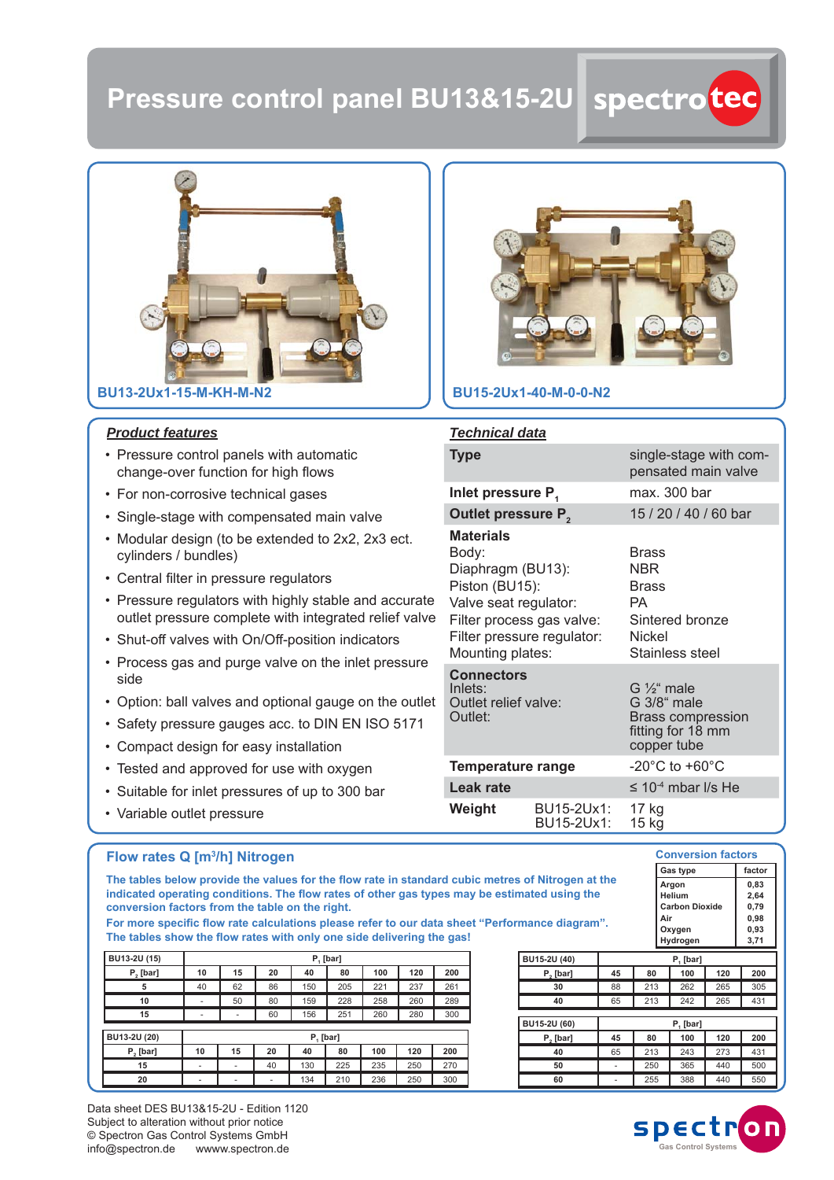# Pressure control panel BU13&15-2U

spectrotec

BU13-2Ux1-15-M-KH-M-N2

BU15-2Ux1-40-M-0-0-N2

## *Product features*

- Pressure control panels with automatic change-over function for high flows
- For non-corrosive technical gases
- Single-stage with compensated main valve
- Modular design (to be extended to 2x2, 2x3 ect. cylinders / bundles)
- Central filter in pressure regulators
- Pressure regulators with highly stable and accurate outlet pressure complete with integrated relief valve
- Shut-off valves with On/Off-position indicators
- Process gas and purge valve on the inlet pressure side
- Option: ball valves and optional gauge on the outlet
- Safety pressure gauges acc. to DIN EN ISO 5171
- Compact design for easy installation
- Tested and approved for use with oxygen
- Suitable for inlet pressures of up to 300 bar
- Variable outlet pressure

## *Technical data*

| | |
|---|---|
| **Type** | single-stage with compensated main valve |
| **Inlet pressure $P_1$** | max. 300 bar |
| **Outlet pressure $P_2$** | 15 / 20 / 40 / 60 bar |
| **Materials** | |
| Body: | Brass |
| Diaphragm (BU13): | NBR |
| Piston (BU15): | Brass |
| Valve seat regulator: | PA |
| Filter process gas valve: | Sintered bronze |
| Filter pressure regulator: | Nickel |
| Mounting plates: | Stainless steel |
| **Connectors** | |
| Inlets: | G ½“ male |
| Outlet relief valve: | G 3/8“ male |
| Outlet: | Brass compression fitting for 18 mm copper tube |
| **Temperature range** | -20°C to +60°C |
| **Leak rate** | ≤ $10^{-4}$ mbar l/s He |
| **Weight** BU15-2Ux1: | 17 kg |
| **Weight** BU15-2Ux1: | 15 kg |

## Flow rates Q [m³/h] Nitrogen

**The tables below provide the values for the flow rate in standard cubic metres of Nitrogen at the indicated operating conditions. The flow rates of other gas types may be estimated using the conversion factors from the table on the right.**

**For more specific flow rate calculations please refer to our data sheet “Performance diagram”.**

**The tables show the flow rates with only one side delivering the gas!**

### Conversion factors

| Gas type | factor |
|---|---|
| Argon | 0,83 |
| Helium | 2,64 |
| Carbon Dioxide | 0,79 |
| Air | 0,98 |
| Oxygen | 0,93 |
| Hydrogen | 3,71 |

| BU13-2U (15) | $P_1$ [bar] | | | | | | | |
|---|---|---|---|---|---|---|---|---|
| $P_2$ [bar] | 10 | 15 | 20 | 40 | 80 | 100 | 120 | 200 |
| 5 | 40 | 62 | 86 | 150 | 205 | 221 | 237 | 261 |
| 10 | - | 50 | 80 | 159 | 228 | 258 | 260 | 289 |
| 15 | - | - | 60 | 156 | 251 | 260 | 280 | 300 |

| BU13-2U (20) | $P_1$ [bar] | | | | | | | |
|---|---|---|---|---|---|---|---|---|
| $P_2$ [bar] | 10 | 15 | 20 | 40 | 80 | 100 | 120 | 200 |
| 15 | - | - | 40 | 130 | 225 | 235 | 250 | 270 |
| 20 | - | - | - | 134 | 210 | 236 | 250 | 300 |

| BU15-2U (40) | $P_1$ [bar] | | | | |
|---|---|---|---|---|---|
| $P_2$ [bar] | 45 | 80 | 100 | 120 | 200 |
| 30 | 88 | 213 | 262 | 265 | 305 |
| 40 | 65 | 213 | 242 | 265 | 431 |

| BU15-2U (60) | $P_1$ [bar] | | | | |
|---|---|---|---|---|---|
| $P_2$ [bar] | 45 | 80 | 100 | 120 | 200 |
| 40 | 65 | 213 | 243 | 273 | 431 |
| 50 | - | 250 | 365 | 440 | 500 |
| 60 | - | 255 | 388 | 440 | 550 |

Data sheet DES BU13&15-2U - Edition 1120
Subject to alteration without prior notice
© Spectron Gas Control Systems GmbH
info@spectron.de wwww.spectron.de

spectron Gas Control Systems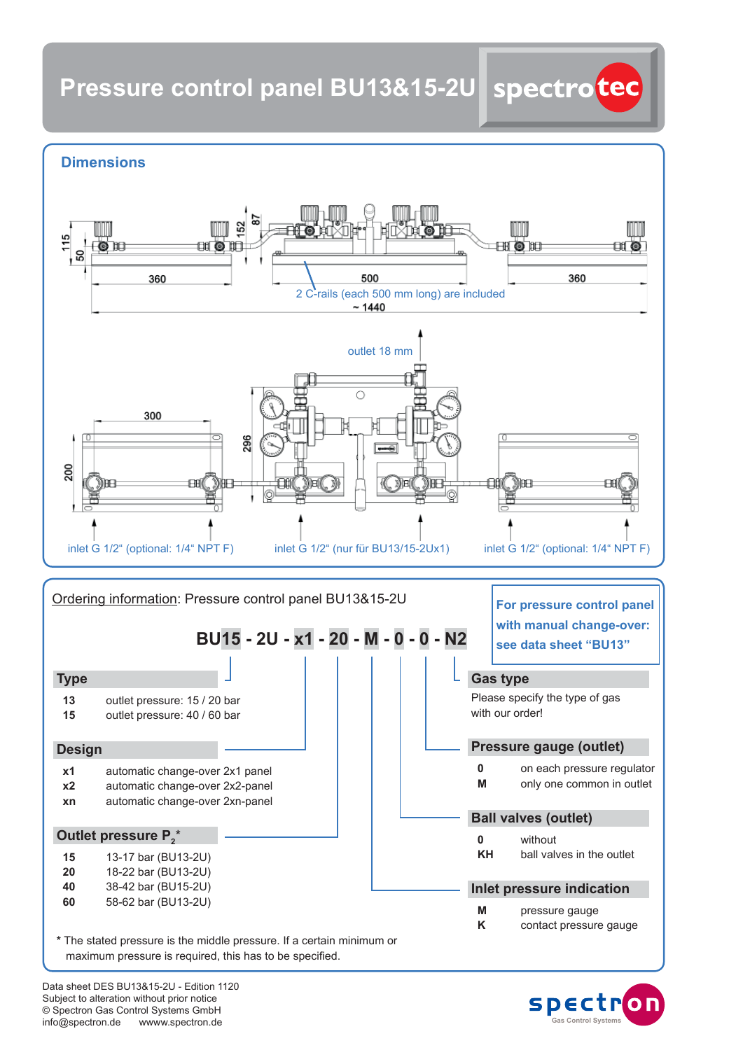# Pressure control panel BU13&15-2U

spectrotec

## Dimensions

115
50
152
87
360
500
360
2 C-rails (each 500 mm long) are included
~ 1440

outlet 18 mm
300
200
296

inlet G 1/2" (optional: 1/4" NPT F)
inlet G 1/2" (nur für BU13/15-2Ux1)
inlet G 1/2" (optional: 1/4" NPT F)

## Ordering information: Pressure control panel BU13&15-2U

**For pressure control panel with manual change-over: see data sheet "BU13"**

**BU15 - 2U - x1 - 20 - M - 0 - 0 - N2**

### Type

| | |
|---|---|
| **13** | outlet pressure: 15 / 20 bar |
| **15** | outlet pressure: 40 / 60 bar |

### Design

| | |
|---|---|
| **x1** | automatic change-over 2x1 panel |
| **x2** | automatic change-over 2x2-panel |
| **xn** | automatic change-over 2xn-panel |

### Outlet pressure $P_2$*

| | |
|---|---|
| **15** | 13-17 bar (BU13-2U) |
| **20** | 18-22 bar (BU13-2U) |
| **40** | 38-42 bar (BU15-2U) |
| **60** | 58-62 bar (BU13-2U) |

### Gas type

Please specify the type of gas with our order!

### Pressure gauge (outlet)

| | |
|---|---|
| **0** | on each pressure regulator |
| **M** | only one common in outlet |

### Ball valves (outlet)

| | |
|---|---|
| **0** | without |
| **KH** | ball valves in the outlet |

### Inlet pressure indication

| | |
|---|---|
| **M** | pressure gauge |
| **K** | contact pressure gauge |

\* The stated pressure is the middle pressure. If a certain minimum or maximum pressure is required, this has to be specified.

Data sheet DES BU13&15-2U - Edition 1120
Subject to alteration without prior notice
© Spectron Gas Control Systems GmbH
info@spectron.de www.spectron.de

spectron Gas Control Systems